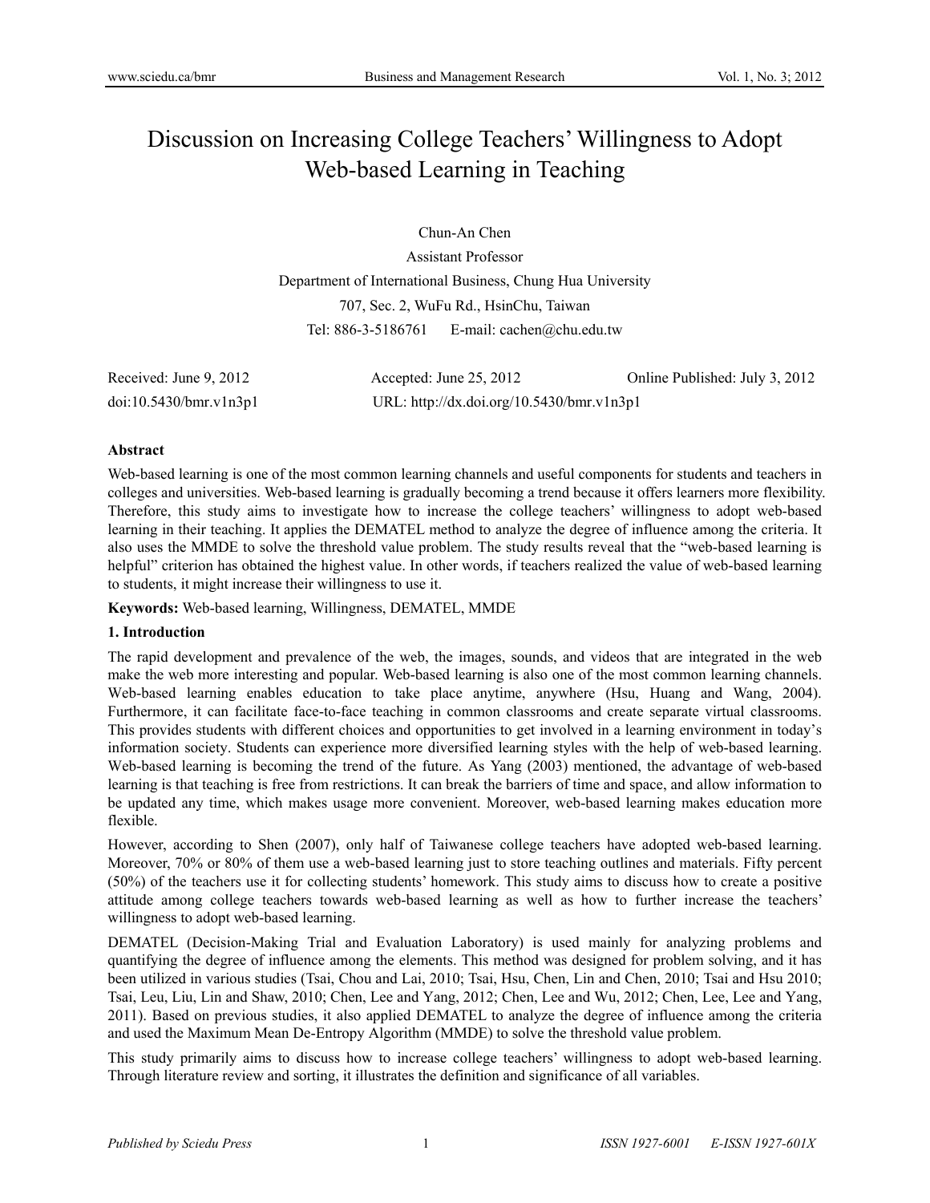# Discussion on Increasing College Teachers' Willingness to Adopt Web-based Learning in Teaching

Chun-An Chen

Assistant Professor

Department of International Business, Chung Hua University

707, Sec. 2, WuFu Rd., HsinChu, Taiwan

Tel: 886-3-5186761 E-mail: cachen@chu.edu.tw

Received: June 9, 2012 Accepted: June 25, 2012 Online Published: July 3, 2012

doi:10.5430/bmr.v1n3p1 URL: http://dx.doi.org/10.5430/bmr.v1n3p1

**Abstract**

Web-based learning is one of the most common learning channels and useful components for students and teachers in colleges and universities. Web-based learning is gradually becoming a trend because it offers learners more flexibility. Therefore, this study aims to investigate how to increase the college teachers' willingness to adopt web-based learning in their teaching. It applies the DEMATEL method to analyze the degree of influence among the criteria. It also uses the MMDE to solve the threshold value problem. The study results reveal that the "web-based learning is helpful" criterion has obtained the highest value. In other words, if teachers realized the value of web-based learning to students, it might increase their willingness to use it.

**Keywords:** Web-based learning, Willingness, DEMATEL, MMDE

## 1. Introduction

The rapid development and prevalence of the web, the images, sounds, and videos that are integrated in the web make the web more interesting and popular. Web-based learning is also one of the most common learning channels. Web-based learning enables education to take place anytime, anywhere (Hsu, Huang and Wang, 2004). Furthermore, it can facilitate face-to-face teaching in common classrooms and create separate virtual classrooms. This provides students with different choices and opportunities to get involved in a learning environment in today's information society. Students can experience more diversified learning styles with the help of web-based learning. Web-based learning is becoming the trend of the future. As Yang (2003) mentioned, the advantage of web-based learning is that teaching is free from restrictions. It can break the barriers of time and space, and allow information to be updated any time, which makes usage more convenient. Moreover, web-based learning makes education more flexible.

However, according to Shen (2007), only half of Taiwanese college teachers have adopted web-based learning. Moreover, 70% or 80% of them use a web-based learning just to store teaching outlines and materials. Fifty percent (50%) of the teachers use it for collecting students' homework. This study aims to discuss how to create a positive attitude among college teachers towards web-based learning as well as how to further increase the teachers' willingness to adopt web-based learning.

DEMATEL (Decision-Making Trial and Evaluation Laboratory) is used mainly for analyzing problems and quantifying the degree of influence among the elements. This method was designed for problem solving, and it has been utilized in various studies (Tsai, Chou and Lai, 2010; Tsai, Hsu, Chen, Lin and Chen, 2010; Tsai and Hsu 2010; Tsai, Leu, Liu, Lin and Shaw, 2010; Chen, Lee and Yang, 2012; Chen, Lee and Wu, 2012; Chen, Lee, Lee and Yang, 2011). Based on previous studies, it also applied DEMATEL to analyze the degree of influence among the criteria and used the Maximum Mean De-Entropy Algorithm (MMDE) to solve the threshold value problem.

This study primarily aims to discuss how to increase college teachers' willingness to adopt web-based learning. Through literature review and sorting, it illustrates the definition and significance of all variables.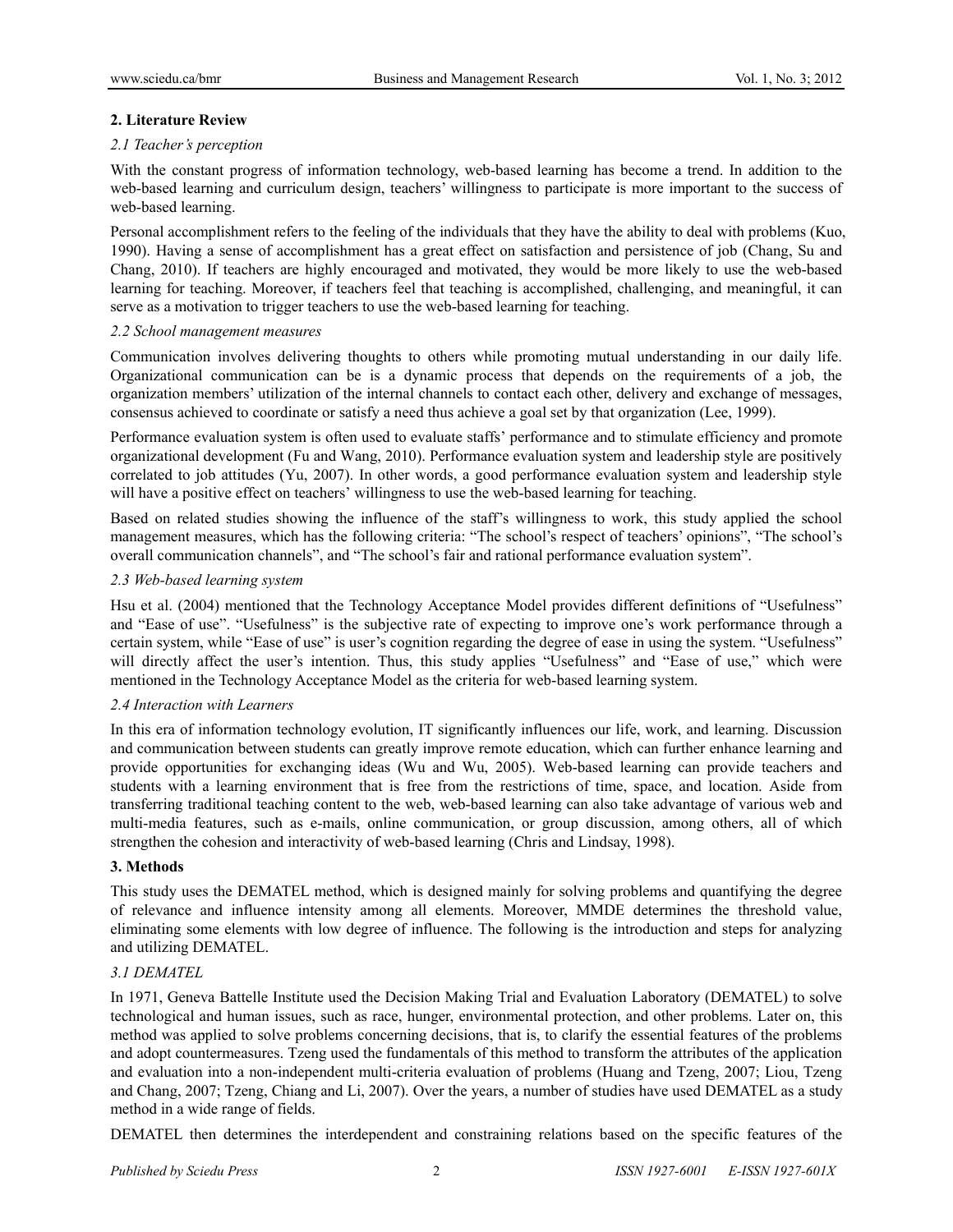## 2. Literature Review

### *2.1 Teacher's perception*

With the constant progress of information technology, web-based learning has become a trend. In addition to the web-based learning and curriculum design, teachers' willingness to participate is more important to the success of web-based learning.

Personal accomplishment refers to the feeling of the individuals that they have the ability to deal with problems (Kuo, 1990). Having a sense of accomplishment has a great effect on satisfaction and persistence of job (Chang, Su and Chang, 2010). If teachers are highly encouraged and motivated, they would be more likely to use the web-based learning for teaching. Moreover, if teachers feel that teaching is accomplished, challenging, and meaningful, it can serve as a motivation to trigger teachers to use the web-based learning for teaching.

### *2.2 School management measures*

Communication involves delivering thoughts to others while promoting mutual understanding in our daily life. Organizational communication can be is a dynamic process that depends on the requirements of a job, the organization members' utilization of the internal channels to contact each other, delivery and exchange of messages, consensus achieved to coordinate or satisfy a need thus achieve a goal set by that organization (Lee, 1999).

Performance evaluation system is often used to evaluate staffs' performance and to stimulate efficiency and promote organizational development (Fu and Wang, 2010). Performance evaluation system and leadership style are positively correlated to job attitudes (Yu, 2007). In other words, a good performance evaluation system and leadership style will have a positive effect on teachers' willingness to use the web-based learning for teaching.

Based on related studies showing the influence of the staff's willingness to work, this study applied the school management measures, which has the following criteria: "The school's respect of teachers' opinions", "The school's overall communication channels", and "The school's fair and rational performance evaluation system".

### *2.3 Web-based learning system*

Hsu et al. (2004) mentioned that the Technology Acceptance Model provides different definitions of "Usefulness" and "Ease of use". "Usefulness" is the subjective rate of expecting to improve one's work performance through a certain system, while "Ease of use" is user's cognition regarding the degree of ease in using the system. "Usefulness" will directly affect the user's intention. Thus, this study applies "Usefulness" and "Ease of use," which were mentioned in the Technology Acceptance Model as the criteria for web-based learning system.

### *2.4 Interaction with Learners*

In this era of information technology evolution, IT significantly influences our life, work, and learning. Discussion and communication between students can greatly improve remote education, which can further enhance learning and provide opportunities for exchanging ideas (Wu and Wu, 2005). Web-based learning can provide teachers and students with a learning environment that is free from the restrictions of time, space, and location. Aside from transferring traditional teaching content to the web, web-based learning can also take advantage of various web and multi-media features, such as e-mails, online communication, or group discussion, among others, all of which strengthen the cohesion and interactivity of web-based learning (Chris and Lindsay, 1998).

## 3. Methods

This study uses the DEMATEL method, which is designed mainly for solving problems and quantifying the degree of relevance and influence intensity among all elements. Moreover, MMDE determines the threshold value, eliminating some elements with low degree of influence. The following is the introduction and steps for analyzing and utilizing DEMATEL.

### *3.1 DEMATEL*

In 1971, Geneva Battelle Institute used the Decision Making Trial and Evaluation Laboratory (DEMATEL) to solve technological and human issues, such as race, hunger, environmental protection, and other problems. Later on, this method was applied to solve problems concerning decisions, that is, to clarify the essential features of the problems and adopt countermeasures. Tzeng used the fundamentals of this method to transform the attributes of the application and evaluation into a non-independent multi-criteria evaluation of problems (Huang and Tzeng, 2007; Liou, Tzeng and Chang, 2007; Tzeng, Chiang and Li, 2007). Over the years, a number of studies have used DEMATEL as a study method in a wide range of fields.

DEMATEL then determines the interdependent and constraining relations based on the specific features of the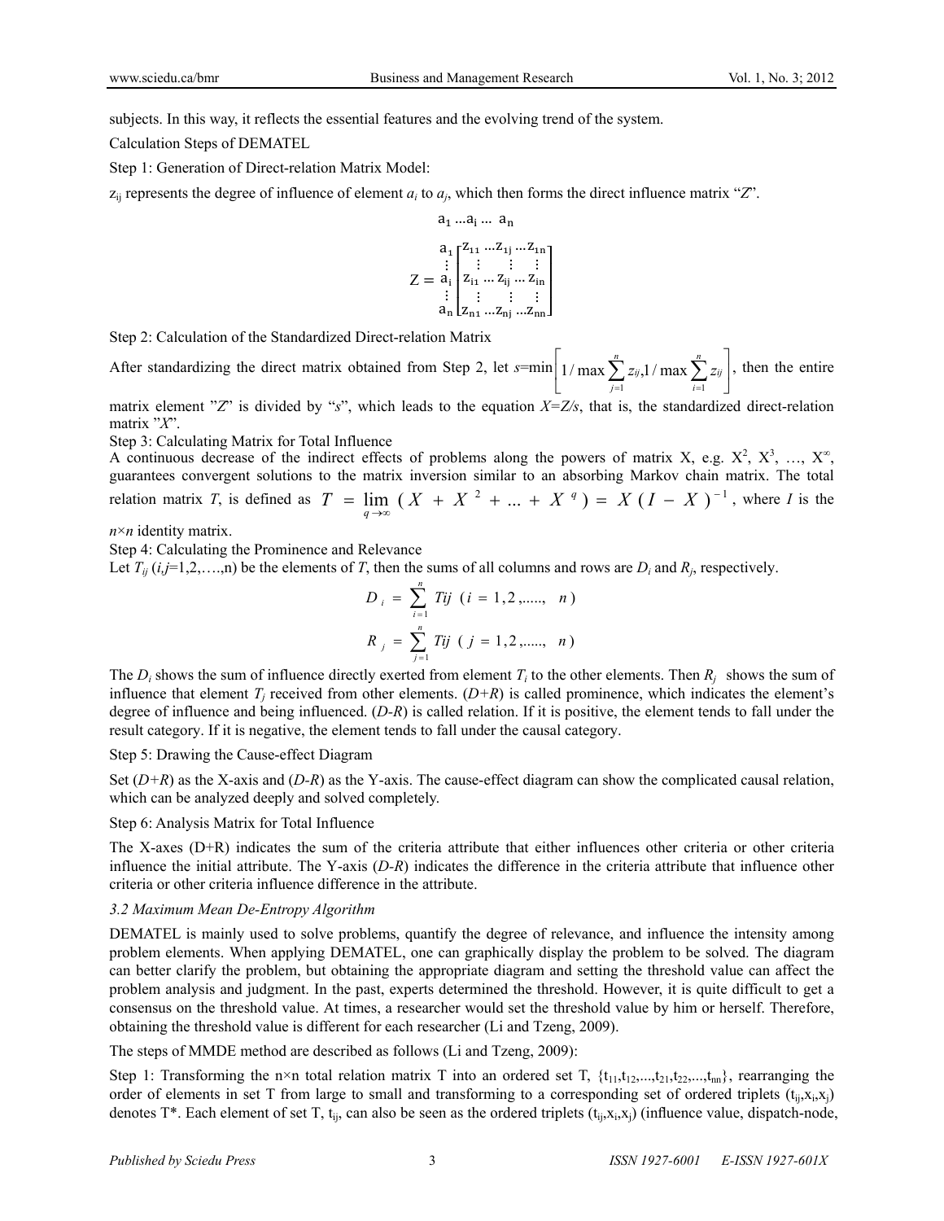subjects. In this way, it reflects the essential features and the evolving trend of the system.

Calculation Steps of DEMATEL

Step 1: Generation of Direct-relation Matrix Model:

$z_{ij}$ represents the degree of influence of element $a_i$ to $a_j$, which then forms the direct influence matrix "$Z$".

$$
Z = \begin{array}{c} \\ a_1 \\ \vdots \\ a_i \\ \vdots \\ a_n \end{array}
\begin{array}{c} a_1 \ldots a_i \ldots a_n \\ \begin{bmatrix} z_{11} & \ldots z_{1j} & \ldots z_{1n} \\ \vdots & \vdots & \vdots \\ z_{i1} & \ldots z_{ij} & \ldots z_{in} \\ \vdots & \vdots & \vdots \\ z_{n1} & \ldots z_{nj} & \ldots z_{nn} \end{bmatrix} \end{array}
$$

Step 2: Calculation of the Standardized Direct-relation Matrix

After standardizing the direct matrix obtained from Step 2, let $s = \min\left[1/\max\sum_{j=1}^{n} z_{ij}, 1/\max\sum_{i=1}^{n} z_{ij}\right]$, then the entire matrix element "$Z$" is divided by "$s$", which leads to the equation $X=Z/s$, that is, the standardized direct-relation matrix "$X$".

Step 3: Calculating Matrix for Total Influence

A continuous decrease of the indirect effects of problems along the powers of matrix X, e.g. $X^2$, $X^3$, …, $X^\infty$, guarantees convergent solutions to the matrix inversion similar to an absorbing Markov chain matrix. The total relation matrix $T$, is defined as $T = \lim_{q\to\infty}(X + X^2 + \ldots + X^q) = X(I - X)^{-1}$, where $I$ is the $n\times n$ identity matrix.

Step 4: Calculating the Prominence and Relevance

Let $T_{ij}$ ($i,j$=1,2,….,n) be the elements of $T$, then the sums of all columns and rows are $D_i$ and $R_j$, respectively.

$$
D_i = \sum_{i=1}^{n} Tij \quad (i = 1, 2, \ldots.., \; n)
$$

$$
R_j = \sum_{j=1}^{n} Tij \quad (j = 1, 2, \ldots.., \; n)
$$

The $D_i$ shows the sum of influence directly exerted from element $T_i$ to the other elements. Then $R_j$ shows the sum of influence that element $T_j$ received from other elements. ($D+R$) is called prominence, which indicates the element's degree of influence and being influenced. ($D-R$) is called relation. If it is positive, the element tends to fall under the result category. If it is negative, the element tends to fall under the causal category.

Step 5: Drawing the Cause-effect Diagram

Set ($D+R$) as the X-axis and ($D-R$) as the Y-axis. The cause-effect diagram can show the complicated causal relation, which can be analyzed deeply and solved completely.

Step 6: Analysis Matrix for Total Influence

The X-axes (D+R) indicates the sum of the criteria attribute that either influences other criteria or other criteria influence the initial attribute. The Y-axis ($D-R$) indicates the difference in the criteria attribute that influence other criteria or other criteria influence difference in the attribute.

### *3.2 Maximum Mean De-Entropy Algorithm*

DEMATEL is mainly used to solve problems, quantify the degree of relevance, and influence the intensity among problem elements. When applying DEMATEL, one can graphically display the problem to be solved. The diagram can better clarify the problem, but obtaining the appropriate diagram and setting the threshold value can affect the problem analysis and judgment. In the past, experts determined the threshold. However, it is quite difficult to get a consensus on the threshold value. At times, a researcher would set the threshold value by him or herself. Therefore, obtaining the threshold value is different for each researcher (Li and Tzeng, 2009).

The steps of MMDE method are described as follows (Li and Tzeng, 2009):

Step 1: Transforming the n×n total relation matrix T into an ordered set T, $\{t_{11},t_{12},\ldots,t_{21},t_{22},\ldots,t_{nn}\}$, rearranging the order of elements in set T from large to small and transforming to a corresponding set of ordered triplets $(t_{ij},x_i,x_j)$ denotes T*. Each element of set T, $t_{ij}$, can also be seen as the ordered triplets $(t_{ij},x_i,x_j)$ (influence value, dispatch-node,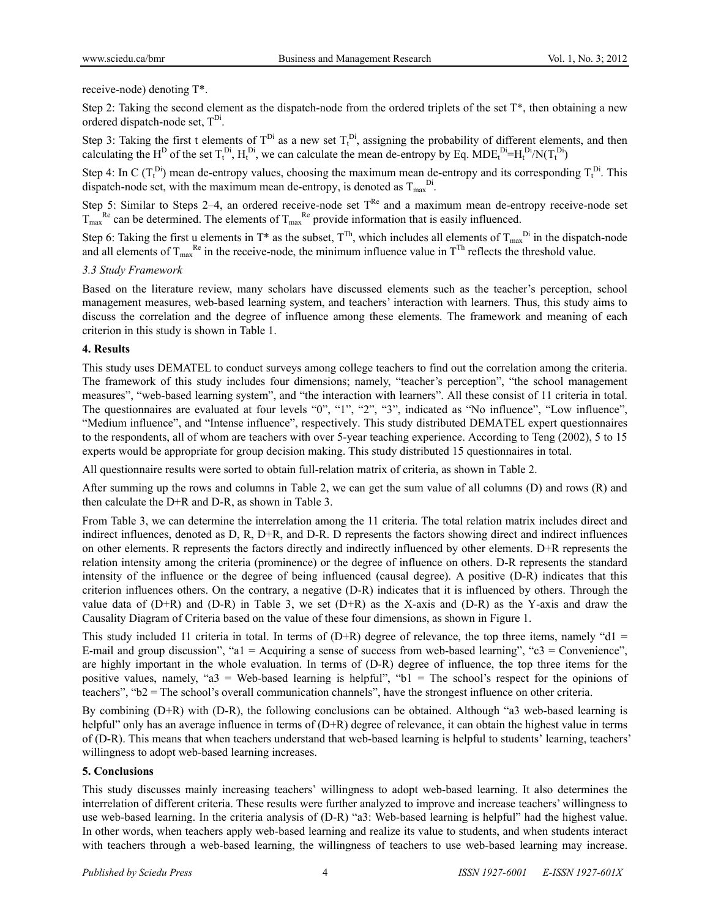receive-node) denoting T*.

Step 2: Taking the second element as the dispatch-node from the ordered triplets of the set T*, then obtaining a new ordered dispatch-node set, $T^{Di}$.

Step 3: Taking the first t elements of $T^{Di}$ as a new set $T_t^{Di}$, assigning the probability of different elements, and then calculating the $H^D$ of the set $T_t^{Di}$, $H_t^{Di}$, we can calculate the mean de-entropy by Eq. $MDE_t^{Di}=H_t^{Di}/N(T_t^{Di})$

Step 4: In C ($T_t^{Di}$) mean de-entropy values, choosing the maximum mean de-entropy and its corresponding $T_t^{Di}$. This dispatch-node set, with the maximum mean de-entropy, is denoted as $T_{max}^{Di}$.

Step 5: Similar to Steps 2–4, an ordered receive-node set $T^{Re}$ and a maximum mean de-entropy receive-node set $T_{max}^{Re}$ can be determined. The elements of $T_{max}^{Re}$ provide information that is easily influenced.

Step 6: Taking the first u elements in T* as the subset, $T^{Th}$, which includes all elements of $T_{max}^{Di}$ in the dispatch-node and all elements of $T_{max}^{Re}$ in the receive-node, the minimum influence value in $T^{Th}$ reflects the threshold value.

### *3.3 Study Framework*

Based on the literature review, many scholars have discussed elements such as the teacher's perception, school management measures, web-based learning system, and teachers' interaction with learners. Thus, this study aims to discuss the correlation and the degree of influence among these elements. The framework and meaning of each criterion in this study is shown in Table 1.

## 4. Results

This study uses DEMATEL to conduct surveys among college teachers to find out the correlation among the criteria. The framework of this study includes four dimensions; namely, "teacher's perception", "the school management measures", "web-based learning system", and "the interaction with learners". All these consist of 11 criteria in total. The questionnaires are evaluated at four levels "0", "1", "2", "3", indicated as "No influence", "Low influence", "Medium influence", and "Intense influence", respectively. This study distributed DEMATEL expert questionnaires to the respondents, all of whom are teachers with over 5-year teaching experience. According to Teng (2002), 5 to 15 experts would be appropriate for group decision making. This study distributed 15 questionnaires in total.

All questionnaire results were sorted to obtain full-relation matrix of criteria, as shown in Table 2.

After summing up the rows and columns in Table 2, we can get the sum value of all columns (D) and rows (R) and then calculate the D+R and D-R, as shown in Table 3.

From Table 3, we can determine the interrelation among the 11 criteria. The total relation matrix includes direct and indirect influences, denoted as D, R, D+R, and D-R. D represents the factors showing direct and indirect influences on other elements. R represents the factors directly and indirectly influenced by other elements. D+R represents the relation intensity among the criteria (prominence) or the degree of influence on others. D-R represents the standard intensity of the influence or the degree of being influenced (causal degree). A positive (D-R) indicates that this criterion influences others. On the contrary, a negative (D-R) indicates that it is influenced by others. Through the value data of (D+R) and (D-R) in Table 3, we set (D+R) as the X-axis and (D-R) as the Y-axis and draw the Causality Diagram of Criteria based on the value of these four dimensions, as shown in Figure 1.

This study included 11 criteria in total. In terms of (D+R) degree of relevance, the top three items, namely "d1 = E-mail and group discussion", "a1 = Acquiring a sense of success from web-based learning", "c3 = Convenience", are highly important in the whole evaluation. In terms of (D-R) degree of influence, the top three items for the positive values, namely, "a3 = Web-based learning is helpful", "b1 = The school's respect for the opinions of teachers", "b2 = The school's overall communication channels", have the strongest influence on other criteria.

By combining (D+R) with (D-R), the following conclusions can be obtained. Although "a3 web-based learning is helpful" only has an average influence in terms of (D+R) degree of relevance, it can obtain the highest value in terms of (D-R). This means that when teachers understand that web-based learning is helpful to students' learning, teachers' willingness to adopt web-based learning increases.

## 5. Conclusions

This study discusses mainly increasing teachers' willingness to adopt web-based learning. It also determines the interrelation of different criteria. These results were further analyzed to improve and increase teachers' willingness to use web-based learning. In the criteria analysis of (D-R) "a3: Web-based learning is helpful" had the highest value. In other words, when teachers apply web-based learning and realize its value to students, and when students interact with teachers through a web-based learning, the willingness of teachers to use web-based learning may increase.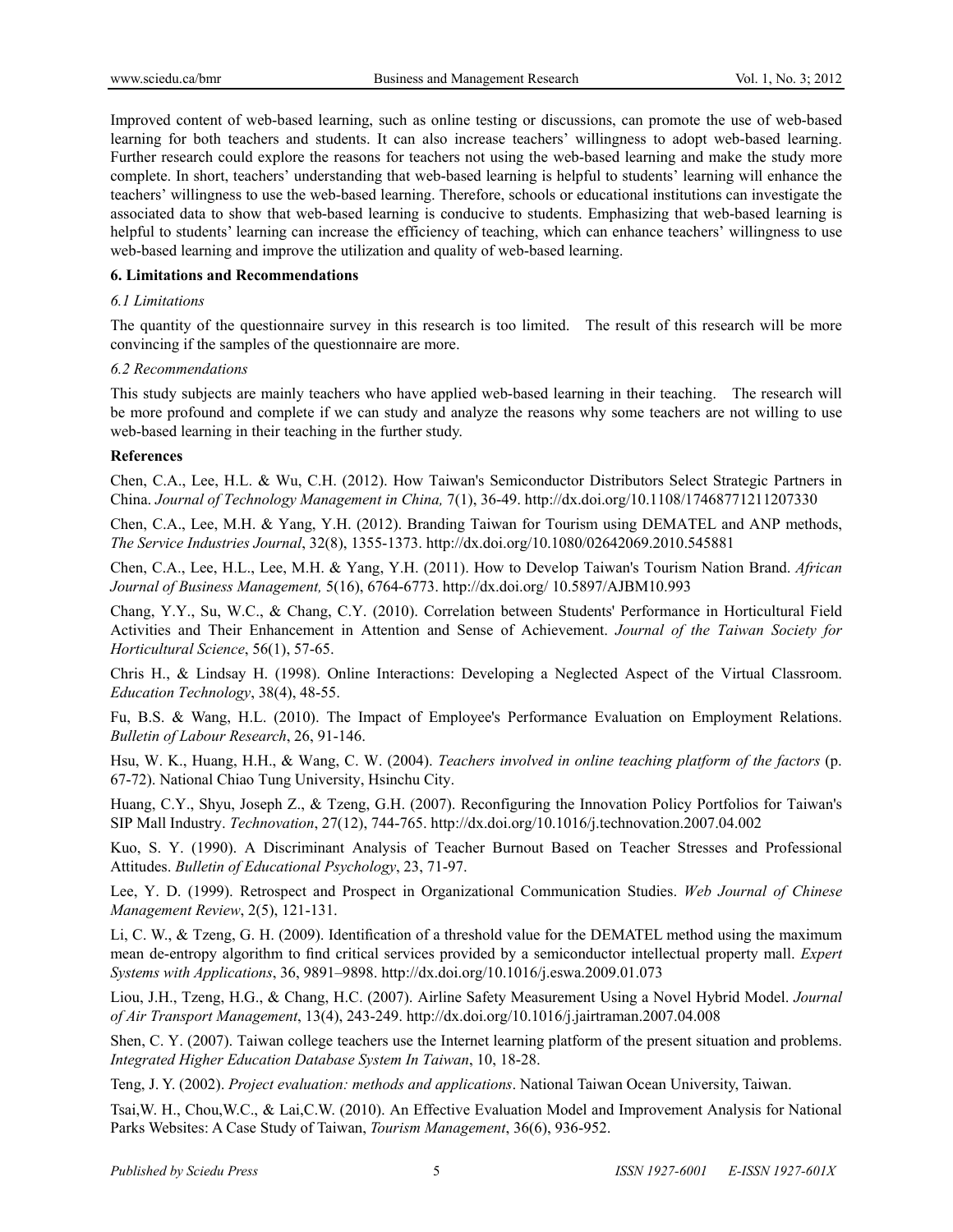Improved content of web-based learning, such as online testing or discussions, can promote the use of web-based learning for both teachers and students. It can also increase teachers' willingness to adopt web-based learning. Further research could explore the reasons for teachers not using the web-based learning and make the study more complete. In short, teachers' understanding that web-based learning is helpful to students' learning will enhance the teachers' willingness to use the web-based learning. Therefore, schools or educational institutions can investigate the associated data to show that web-based learning is conducive to students. Emphasizing that web-based learning is helpful to students' learning can increase the efficiency of teaching, which can enhance teachers' willingness to use web-based learning and improve the utilization and quality of web-based learning.

## 6. Limitations and Recommendations

### *6.1 Limitations*

The quantity of the questionnaire survey in this research is too limited. The result of this research will be more convincing if the samples of the questionnaire are more.

### *6.2 Recommendations*

This study subjects are mainly teachers who have applied web-based learning in their teaching. The research will be more profound and complete if we can study and analyze the reasons why some teachers are not willing to use web-based learning in their teaching in the further study.

## References

Chen, C.A., Lee, H.L. & Wu, C.H. (2012). How Taiwan's Semiconductor Distributors Select Strategic Partners in China. *Journal of Technology Management in China,* 7(1), 36-49. http://dx.doi.org/10.1108/17468771211207330

Chen, C.A., Lee, M.H. & Yang, Y.H. (2012). Branding Taiwan for Tourism using DEMATEL and ANP methods, *The Service Industries Journal*, 32(8), 1355-1373. http://dx.doi.org/10.1080/02642069.2010.545881

Chen, C.A., Lee, H.L., Lee, M.H. & Yang, Y.H. (2011). How to Develop Taiwan's Tourism Nation Brand. *African Journal of Business Management,* 5(16), 6764-6773. http://dx.doi.org/ 10.5897/AJBM10.993

Chang, Y.Y., Su, W.C., & Chang, C.Y. (2010). Correlation between Students' Performance in Horticultural Field Activities and Their Enhancement in Attention and Sense of Achievement. *Journal of the Taiwan Society for Horticultural Science*, 56(1), 57-65.

Chris H., & Lindsay H. (1998). Online Interactions: Developing a Neglected Aspect of the Virtual Classroom. *Education Technology*, 38(4), 48-55.

Fu, B.S. & Wang, H.L. (2010). The Impact of Employee's Performance Evaluation on Employment Relations. *Bulletin of Labour Research*, 26, 91-146.

Hsu, W. K., Huang, H.H., & Wang, C. W. (2004). *Teachers involved in online teaching platform of the factors* (p. 67-72). National Chiao Tung University, Hsinchu City.

Huang, C.Y., Shyu, Joseph Z., & Tzeng, G.H. (2007). Reconfiguring the Innovation Policy Portfolios for Taiwan's SIP Mall Industry. *Technovation*, 27(12), 744-765. http://dx.doi.org/10.1016/j.technovation.2007.04.002

Kuo, S. Y. (1990). A Discriminant Analysis of Teacher Burnout Based on Teacher Stresses and Professional Attitudes. *Bulletin of Educational Psychology*, 23, 71-97.

Lee, Y. D. (1999). Retrospect and Prospect in Organizational Communication Studies. *Web Journal of Chinese Management Review*, 2(5), 121-131.

Li, C. W., & Tzeng, G. H. (2009). Identification of a threshold value for the DEMATEL method using the maximum mean de-entropy algorithm to find critical services provided by a semiconductor intellectual property mall. *Expert Systems with Applications*, 36, 9891–9898. http://dx.doi.org/10.1016/j.eswa.2009.01.073

Liou, J.H., Tzeng, H.G., & Chang, H.C. (2007). Airline Safety Measurement Using a Novel Hybrid Model. *Journal of Air Transport Management*, 13(4), 243-249. http://dx.doi.org/10.1016/j.jairtraman.2007.04.008

Shen, C. Y. (2007). Taiwan college teachers use the Internet learning platform of the present situation and problems. *Integrated Higher Education Database System In Taiwan*, 10, 18-28.

Teng, J. Y. (2002). *Project evaluation: methods and applications*. National Taiwan Ocean University, Taiwan.

Tsai,W. H., Chou,W.C., & Lai,C.W. (2010). An Effective Evaluation Model and Improvement Analysis for National Parks Websites: A Case Study of Taiwan, *Tourism Management*, 36(6), 936-952.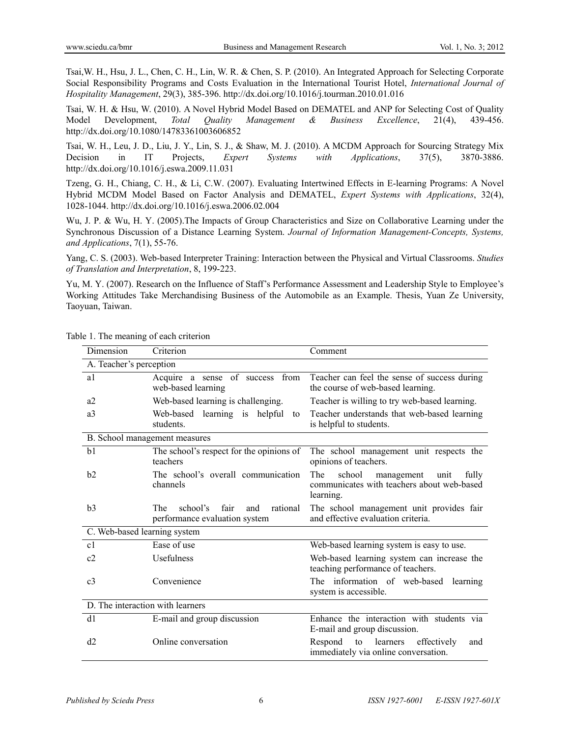Tsai,W. H., Hsu, J. L., Chen, C. H., Lin, W. R. & Chen, S. P. (2010). An Integrated Approach for Selecting Corporate Social Responsibility Programs and Costs Evaluation in the International Tourist Hotel, *International Journal of Hospitality Management*, 29(3), 385-396. http://dx.doi.org/10.1016/j.tourman.2010.01.016

Tsai, W. H. & Hsu, W. (2010). A Novel Hybrid Model Based on DEMATEL and ANP for Selecting Cost of Quality Model Development, *Total Quality Management & Business Excellence*, 21(4), 439-456. http://dx.doi.org/10.1080/14783361003606852

Tsai, W. H., Leu, J. D., Liu, J. Y., Lin, S. J., & Shaw, M. J. (2010). A MCDM Approach for Sourcing Strategy Mix Decision in IT Projects, *Expert Systems with Applications*, 37(5), 3870-3886. http://dx.doi.org/10.1016/j.eswa.2009.11.031

Tzeng, G. H., Chiang, C. H., & Li, C.W. (2007). Evaluating Intertwined Effects in E-learning Programs: A Novel Hybrid MCDM Model Based on Factor Analysis and DEMATEL, *Expert Systems with Applications*, 32(4), 1028-1044. http://dx.doi.org/10.1016/j.eswa.2006.02.004

Wu, J. P. & Wu, H. Y. (2005).The Impacts of Group Characteristics and Size on Collaborative Learning under the Synchronous Discussion of a Distance Learning System. *Journal of Information Management-Concepts, Systems, and Applications*, 7(1), 55-76.

Yang, C. S. (2003). Web-based Interpreter Training: Interaction between the Physical and Virtual Classrooms. *Studies of Translation and Interpretation*, 8, 199-223.

Yu, M. Y. (2007). Research on the Influence of Staff's Performance Assessment and Leadership Style to Employee's Working Attitudes Take Merchandising Business of the Automobile as an Example. Thesis, Yuan Ze University, Taoyuan, Taiwan.

Table 1. The meaning of each criterion

| Dimension | Criterion | Comment |
|---|---|---|
| A. Teacher's perception | | |
| a1 | Acquire a sense of success from web-based learning | Teacher can feel the sense of success during the course of web-based learning. |
| a2 | Web-based learning is challenging. | Teacher is willing to try web-based learning. |
| a3 | Web-based learning is helpful to students. | Teacher understands that web-based learning is helpful to students. |
| B. School management measures | | |
| b1 | The school's respect for the opinions of teachers | The school management unit respects the opinions of teachers. |
| b2 | The school's overall communication channels | The school management unit fully communicates with teachers about web-based learning. |
| b3 | The school's fair and rational performance evaluation system | The school management unit provides fair and effective evaluation criteria. |
| C. Web-based learning system | | |
| c1 | Ease of use | Web-based learning system is easy to use. |
| c2 | Usefulness | Web-based learning system can increase the teaching performance of teachers. |
| c3 | Convenience | The information of web-based learning system is accessible. |
| D. The interaction with learners | | |
| d1 | E-mail and group discussion | Enhance the interaction with students via E-mail and group discussion. |
| d2 | Online conversation | Respond to learners effectively and immediately via online conversation. |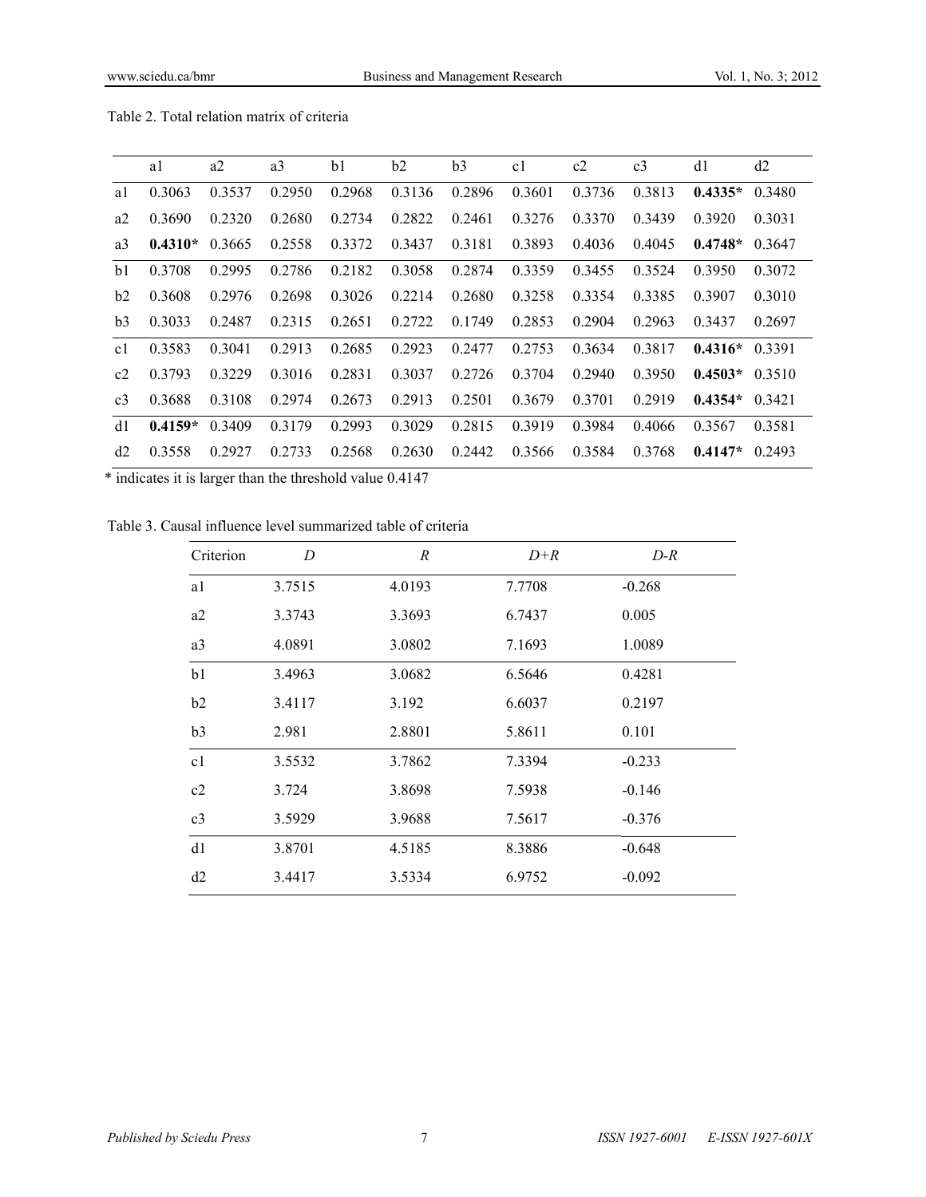Table 2. Total relation matrix of criteria

| | a1 | a2 | a3 | b1 | b2 | b3 | c1 | c2 | c3 | d1 | d2 |
|---|---|---|---|---|---|---|---|---|---|---|---|
| a1 | 0.3063 | 0.3537 | 0.2950 | 0.2968 | 0.3136 | 0.2896 | 0.3601 | 0.3736 | 0.3813 | **0.4335*** | 0.3480 |
| a2 | 0.3690 | 0.2320 | 0.2680 | 0.2734 | 0.2822 | 0.2461 | 0.3276 | 0.3370 | 0.3439 | 0.3920 | 0.3031 |
| a3 | **0.4310*** | 0.3665 | 0.2558 | 0.3372 | 0.3437 | 0.3181 | 0.3893 | 0.4036 | 0.4045 | **0.4748*** | 0.3647 |
| b1 | 0.3708 | 0.2995 | 0.2786 | 0.2182 | 0.3058 | 0.2874 | 0.3359 | 0.3455 | 0.3524 | 0.3950 | 0.3072 |
| b2 | 0.3608 | 0.2976 | 0.2698 | 0.3026 | 0.2214 | 0.2680 | 0.3258 | 0.3354 | 0.3385 | 0.3907 | 0.3010 |
| b3 | 0.3033 | 0.2487 | 0.2315 | 0.2651 | 0.2722 | 0.1749 | 0.2853 | 0.2904 | 0.2963 | 0.3437 | 0.2697 |
| c1 | 0.3583 | 0.3041 | 0.2913 | 0.2685 | 0.2923 | 0.2477 | 0.2753 | 0.3634 | 0.3817 | **0.4316*** | 0.3391 |
| c2 | 0.3793 | 0.3229 | 0.3016 | 0.2831 | 0.3037 | 0.2726 | 0.3704 | 0.2940 | 0.3950 | **0.4503*** | 0.3510 |
| c3 | 0.3688 | 0.3108 | 0.2974 | 0.2673 | 0.2913 | 0.2501 | 0.3679 | 0.3701 | 0.2919 | **0.4354*** | 0.3421 |
| d1 | **0.4159*** | 0.3409 | 0.3179 | 0.2993 | 0.3029 | 0.2815 | 0.3919 | 0.3984 | 0.4066 | 0.3567 | 0.3581 |
| d2 | 0.3558 | 0.2927 | 0.2733 | 0.2568 | 0.2630 | 0.2442 | 0.3566 | 0.3584 | 0.3768 | **0.4147*** | 0.2493 |

* indicates it is larger than the threshold value 0.4147

Table 3. Causal influence level summarized table of criteria

| Criterion | *D* | *R* | *D+R* | *D-R* |
|---|---|---|---|---|
| a1 | 3.7515 | 4.0193 | 7.7708 | -0.268 |
| a2 | 3.3743 | 3.3693 | 6.7437 | 0.005 |
| a3 | 4.0891 | 3.0802 | 7.1693 | 1.0089 |
| b1 | 3.4963 | 3.0682 | 6.5646 | 0.4281 |
| b2 | 3.4117 | 3.192 | 6.6037 | 0.2197 |
| b3 | 2.981 | 2.8801 | 5.8611 | 0.101 |
| c1 | 3.5532 | 3.7862 | 7.3394 | -0.233 |
| c2 | 3.724 | 3.8698 | 7.5938 | -0.146 |
| c3 | 3.5929 | 3.9688 | 7.5617 | -0.376 |
| d1 | 3.8701 | 4.5185 | 8.3886 | -0.648 |
| d2 | 3.4417 | 3.5334 | 6.9752 | -0.092 |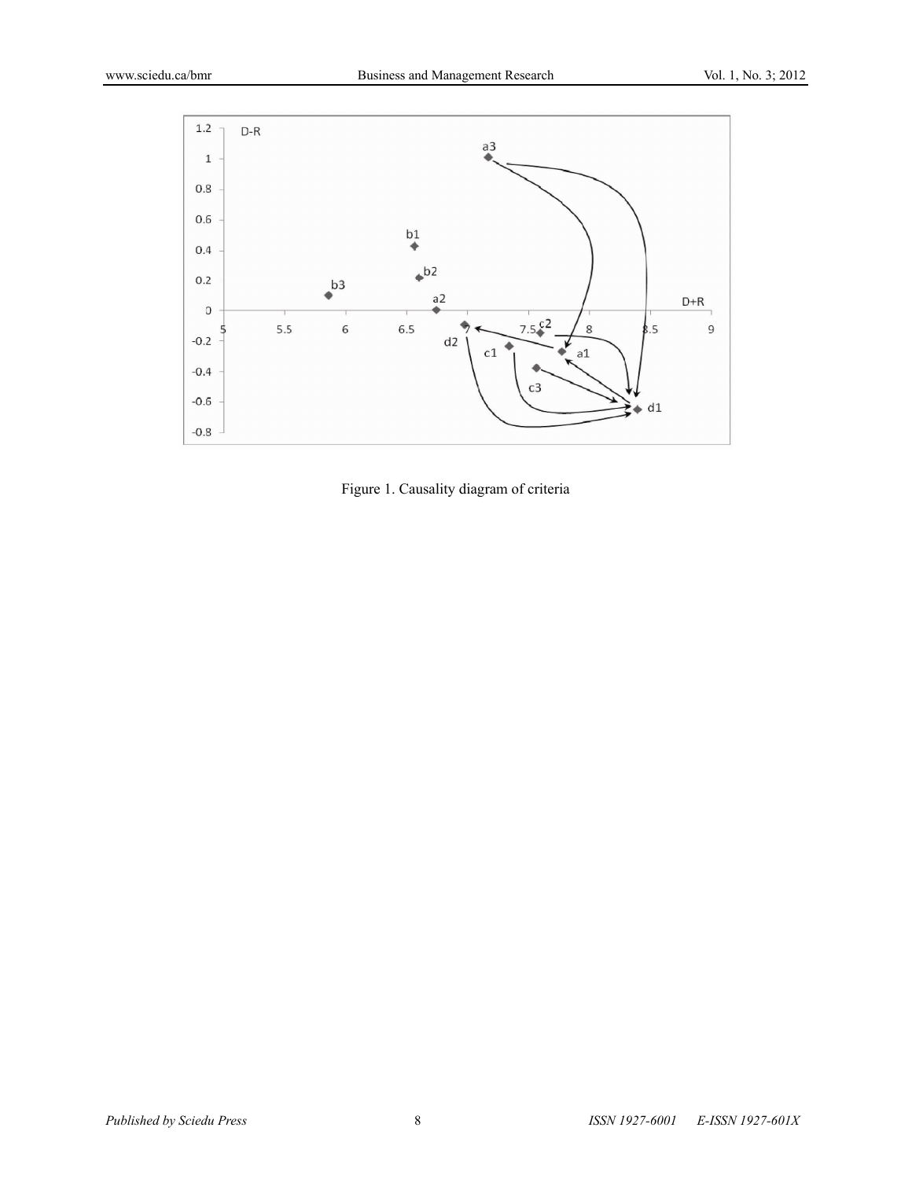D-R

1.2
1
0.8
0.6
0.4
0.2
0
-0.2
-0.4
-0.6
-0.8

5 5.5 6 6.5 7 7.5 8 8.5 9

D+R

a3
b1
b2
b3
a2
c2
d2
c1
a1
c3
d1

Figure 1. Causality diagram of criteria